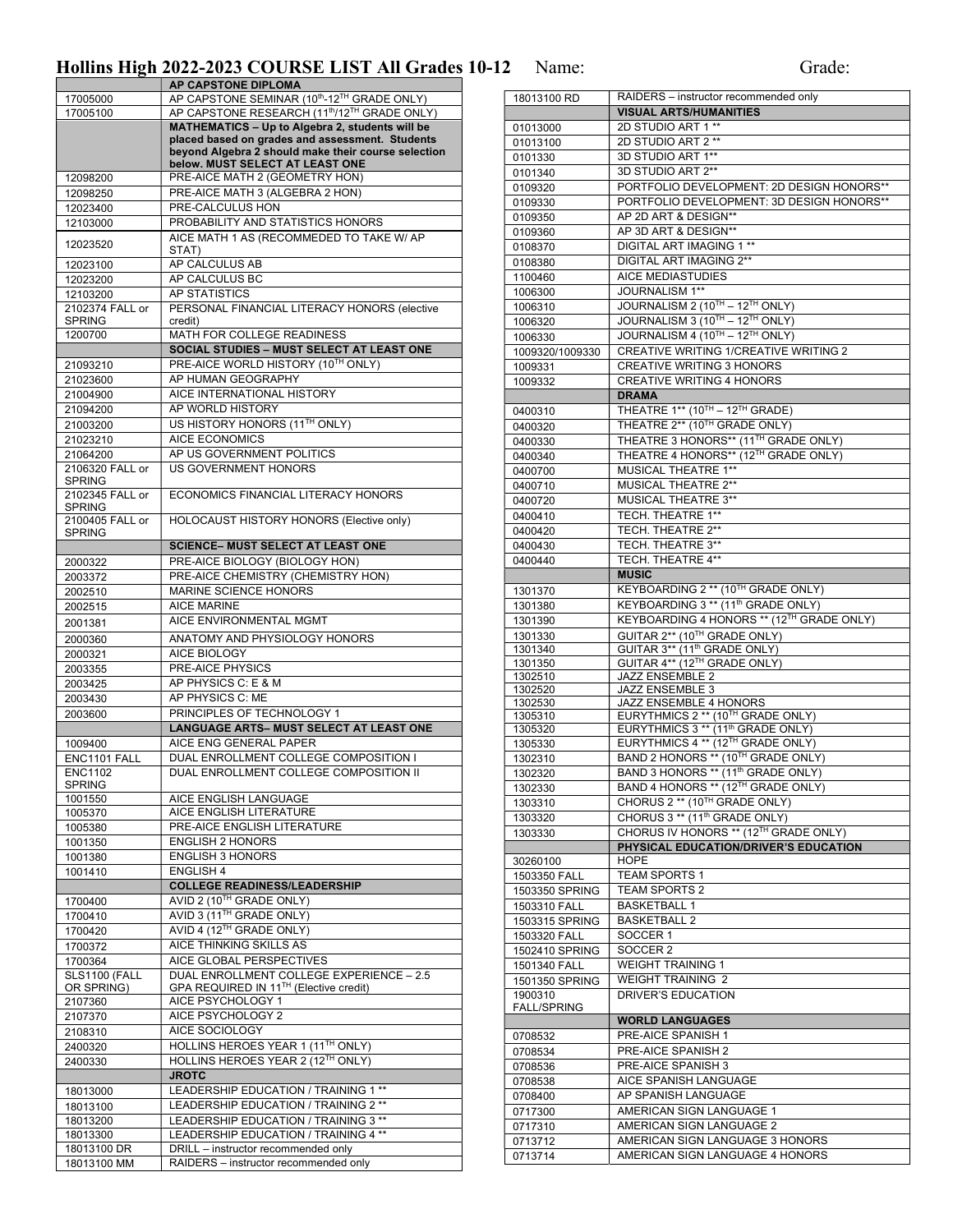# Hollins High 2022-2023 COURSE LIST All Grades 10-12

Name: Grade:

| | **AP CAPSTONE DIPLOMA** |
|---|---|
| 17005000 | AP CAPSTONE SEMINAR (10th-12TH GRADE ONLY) |
| 17005100 | AP CAPSTONE RESEARCH (11th/12TH GRADE ONLY) |
| | **MATHEMATICS – Up to Algebra 2, students will be placed based on grades and assessments. Students beyond Algebra 2 should make their course selection below. MUST SELECT AT LEAST ONE** |
| 12098200 | PRE-AICE MATH 2 (GEOMETRY HON) |
| 12098250 | PRE-AICE MATH 3 (ALGEBRA 2 HON) |
| 12023400 | PRE-CALCULUS HON |
| 12103000 | PROBABILITY AND STATISTICS HONORS |
| 12023520 | AICE MATH 1 AS (RECOMMEDED TO TAKE W/ AP STAT) |
| 12023100 | AP CALCULUS AB |
| 12023200 | AP CALCULUS BC |
| 12103200 | AP STATISTICS |
| 2102374 FALL or SPRING | PERSONAL FINANCIAL LITERACY HONORS (elective credit) |
| 1200700 | MATH FOR COLLEGE READINESS |
| | **SOCIAL STUDIES – MUST SELECT AT LEAST ONE** |
| 21093210 | PRE-AICE WORLD HISTORY (10TH ONLY) |
| 21023600 | AP HUMAN GEOGRAPHY |
| 21004900 | AICE INTERNATIONAL HISTORY |
| 21094200 | AP WORLD HISTORY |
| 21003200 | US HISTORY HONORS (11TH ONLY) |
| 21023210 | AICE ECONOMICS |
| 21064200 | AP US GOVERNMENT POLITICS |
| 2106320 FALL or SPRING | US GOVERNMENT HONORS |
| 2102345 FALL or SPRING | ECONOMICS FINANCIAL LITERACY HONORS |
| 2100405 FALL or SPRING | HOLOCAUST HISTORY HONORS (Elective only) |
| | **SCIENCE– MUST SELECT AT LEAST ONE** |
| 2000322 | PRE-AICE BIOLOGY (BIOLOGY HON) |
| 2003372 | PRE-AICE CHEMISTRY (CHEMISTRY HON) |
| 2002510 | MARINE SCIENCE HONORS |
| 2002515 | AICE MARINE |
| 2001381 | AICE ENVIRONMENTAL MGMT |
| 2000360 | ANATOMY AND PHYSIOLOGY HONORS |
| 2000321 | AICE BIOLOGY |
| 2003355 | PRE-AICE PHYSICS |
| 2003425 | AP PHYSICS C: E & M |
| 2003430 | AP PHYSICS C: ME |
| 2003600 | PRINCIPLES OF TECHNOLOGY 1 |
| | **LANGUAGE ARTS– MUST SELECT AT LEAST ONE** |
| 1009400 | AICE ENG GENERAL PAPER |
| ENC1101 FALL | DUAL ENROLLMENT COLLEGE COMPOSITION I |
| ENC1102 SPRING | DUAL ENROLLMENT COLLEGE COMPOSITION II |
| 1001550 | AICE ENGLISH LANGUAGE |
| 1005370 | AICE ENGLISH LITERATURE |
| 1005380 | PRE-AICE ENGLISH LITERATURE |
| 1001350 | ENGLISH 2 HONORS |
| 1001380 | ENGLISH 3 HONORS |
| 1001410 | ENGLISH 4 |
| | **COLLEGE READINESS/LEADERSHIP** |
| 1700400 | AVID 2 (10TH GRADE ONLY) |
| 1700410 | AVID 3 (11TH GRADE ONLY) |
| 1700420 | AVID 4 (12TH GRADE ONLY) |
| 1700372 | AICE THINKING SKILLS AS |
| 1700364 | AICE GLOBAL PERSPECTIVES |
| SLS1100 (FALL OR SPRING) | DUAL ENROLLMENT COLLEGE EXPERIENCE – 2.5 GPA REQUIRED IN 11TH (Elective credit) |
| 2107360 | AICE PSYCHOLOGY 1 |
| 2107370 | AICE PSYCHOLOGY 2 |
| 2108310 | AICE SOCIOLOGY |
| 2400320 | HOLLINS HEROES YEAR 1 (11TH ONLY) |
| 2400330 | HOLLINS HEROES YEAR 2 (12TH ONLY) |
| | **JROTC** |
| 18013000 | LEADERSHIP EDUCATION / TRAINING 1 ** |
| 18013100 | LEADERSHIP EDUCATION / TRAINING 2 ** |
| 18013200 | LEADERSHIP EDUCATION / TRAINING 3 ** |
| 18013300 | LEADERSHIP EDUCATION / TRAINING 4 ** |
| 18013100 DR | DRILL – instructor recommended only |
| 18013100 MM | RAIDERS – instructor recommended only |
| 18013100 RD | RAIDERS – instructor recommended only |
| | **VISUAL ARTS/HUMANITIES** |
| 01013000 | 2D STUDIO ART 1 ** |
| 01013100 | 2D STUDIO ART 2 ** |
| 0101330 | 3D STUDIO ART 1** |
| 0101340 | 3D STUDIO ART 2** |
| 0109320 | PORTFOLIO DEVELOPMENT: 2D DESIGN HONORS** |
| 0109330 | PORTFOLIO DEVELOPMENT: 3D DESIGN HONORS** |
| 0109350 | AP 2D ART & DESIGN** |
| 0109360 | AP 3D ART & DESIGN** |
| 0108370 | DIGITAL ART IMAGING 1 ** |
| 0108380 | DIGITAL ART IMAGING 2** |
| 1100460 | AICE MEDIASTUDIES |
| 1006300 | JOURNALISM 1** |
| 1006310 | JOURNALISM 2 (10TH – 12TH ONLY) |
| 1006320 | JOURNALISM 3 (10TH – 12TH ONLY) |
| 1006330 | JOURNALISM 4 (10TH – 12TH ONLY) |
| 1009320/1009330 | CREATIVE WRITING 1/CREATIVE WRITING 2 |
| 1009331 | CREATIVE WRITING 3 HONORS |
| 1009332 | CREATIVE WRITING 4 HONORS |
| | **DRAMA** |
| 0400310 | THEATRE 1** (10TH – 12TH GRADE) |
| 0400320 | THEATRE 2** (10TH GRADE ONLY) |
| 0400330 | THEATRE 3 HONORS** (11TH GRADE ONLY) |
| 0400340 | THEATRE 4 HONORS** (12TH GRADE ONLY) |
| 0400700 | MUSICAL THEATRE 1** |
| 0400710 | MUSICAL THEATRE 2** |
| 0400720 | MUSICAL THEATRE 3** |
| 0400410 | TECH. THEATRE 1** |
| 0400420 | TECH. THEATRE 2** |
| 0400430 | TECH. THEATRE 3** |
| 0400440 | TECH. THEATRE 4** |
| | **MUSIC** |
| 1301370 | KEYBOARDING 2 ** (10TH GRADE ONLY) |
| 1301380 | KEYBOARDING 3 ** (11th GRADE ONLY) |
| 1301390 | KEYBOARDING 4 HONORS ** (12TH GRADE ONLY) |
| 1301330 | GUITAR 2** (10TH GRADE ONLY) |
| 1301340 | GUITAR 3** (11th GRADE ONLY) |
| 1301350 | GUITAR 4** (12TH GRADE ONLY) |
| 1302510 | JAZZ ENSEMBLE 2 |
| 1302520 | JAZZ ENSEMBLE 3 |
| 1302530 | JAZZ ENSEMBLE 4 HONORS |
| 1305310 | EURYTHMICS 2 ** (10TH GRADE ONLY) |
| 1305320 | EURYTHMICS 3 ** (11th GRADE ONLY) |
| 1305330 | EURYTHMICS 4 ** (12TH GRADE ONLY) |
| 1302310 | BAND 2 HONORS ** (10TH GRADE ONLY) |
| 1302320 | BAND 3 HONORS ** (11th GRADE ONLY) |
| 1302330 | BAND 4 HONORS ** (12TH GRADE ONLY) |
| 1303310 | CHORUS 2 ** (10TH GRADE ONLY) |
| 1303320 | CHORUS 3 ** (11th GRADE ONLY) |
| 1303330 | CHORUS IV HONORS ** (12TH GRADE ONLY) |
| | **PHYSICAL EDUCATION/DRIVER'S EDUCATION** |
| 30260100 | HOPE |
| 1503350 FALL | TEAM SPORTS 1 |
| 1503350 SPRING | TEAM SPORTS 2 |
| 1503310 FALL | BASKETBALL 1 |
| 1503315 SPRING | BASKETBALL 2 |
| 1503320 FALL | SOCCER 1 |
| 1502410 SPRING | SOCCER 2 |
| 1501340 FALL | WEIGHT TRAINING 1 |
| 1501350 SPRING | WEIGHT TRAINING 2 |
| 1900310 FALL/SPRING | DRIVER'S EDUCATION |
| | **WORLD LANGUAGES** |
| 0708532 | PRE-AICE SPANISH 1 |
| 0708534 | PRE-AICE SPANISH 2 |
| 0708536 | PRE-AICE SPANISH 3 |
| 0708538 | AICE SPANISH LANGUAGE |
| 0708400 | AP SPANISH LANGUAGE |
| 0717300 | AMERICAN SIGN LANGUAGE 1 |
| 0717310 | AMERICAN SIGN LANGUAGE 2 |
| 0713712 | AMERICAN SIGN LANGUAGE 3 HONORS |
| 0713714 | AMERICAN SIGN LANGUAGE 4 HONORS |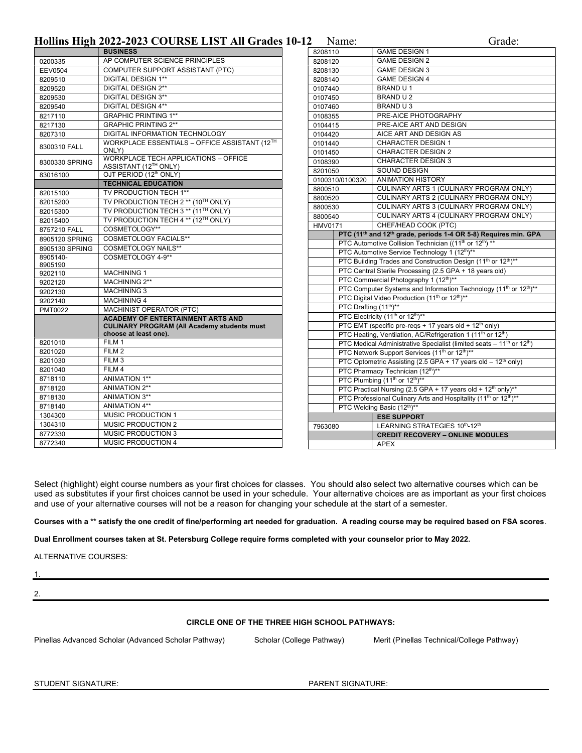# Hollins High 2022-2023 COURSE LIST All Grades 10-12

Name: Grade:

| | |
|---|---|
| | **BUSINESS** |
| 0200335 | AP COMPUTER SCIENCE PRINCIPLES |
| EEV0504 | COMPUTER SUPPORT ASSISTANT (PTC) |
| 8209510 | DIGITAL DESIGN 1** |
| 8209520 | DIGITAL DESIGN 2** |
| 8209530 | DIGITAL DESIGN 3** |
| 8209540 | DIGITAL DESIGN 4** |
| 8217110 | GRAPHIC PRINTING 1** |
| 8217130 | GRAPHIC PRINTING 2** |
| 8207310 | DIGITAL INFORMATION TECHNOLOGY |
| 8300310 FALL | WORKPLACE ESSENTIALS – OFFICE ASSISTANT (12TH ONLY) |
| 8300330 SPRING | WORKPLACE TECH APPLICATIONS – OFFICE ASSISTANT (12TH ONLY) |
| 83016100 | OJT PERIOD (12th ONLY) |
| | **TECHNICAL EDUCATION** |
| 82015100 | TV PRODUCTION TECH 1** |
| 82015200 | TV PRODUCTION TECH 2 ** (10TH ONLY) |
| 82015300 | TV PRODUCTION TECH 3 ** (11TH ONLY) |
| 82015400 | TV PRODUCTION TECH 4 ** (12TH ONLY) |
| 8757210 FALL | COSMETOLOGY** |
| 8905120 SPRING | COSMETOLOGY FACIALS** |
| 8905130 SPRING | COSMETOLOGY NAILS** |
| 8905140-8905190 | COSMETOLOGY 4-9** |
| 9202110 | MACHINING 1 |
| 9202120 | MACHINING 2** |
| 9202130 | MACHINING 3 |
| 9202140 | MACHINING 4 |
| PMT0022 | MACHINIST OPERATOR (PTC) |
| | **ACADEMY OF ENTERTAINMENT ARTS AND CULINARY PROGRAM (All Academy students must choose at least one).** |
| 8201010 | FILM 1 |
| 8201020 | FILM 2 |
| 8201030 | FILM 3 |
| 8201040 | FILM 4 |
| 8718110 | ANIMATION 1** |
| 8718120 | ANIMATION 2** |
| 8718130 | ANIMATION 3** |
| 8718140 | ANIMATION 4** |
| 1304300 | MUSIC PRODUCTION 1 |
| 1304310 | MUSIC PRODUCTION 2 |
| 8772330 | MUSIC PRODUCTION 3 |
| 8772340 | MUSIC PRODUCTION 4 |
| 8208110 | GAME DESIGN 1 |
| 8208120 | GAME DESIGN 2 |
| 8208130 | GAME DESIGN 3 |
| 8208140 | GAME DESIGN 4 |
| 0107440 | BRAND U 1 |
| 0107450 | BRAND U 2 |
| 0107460 | BRAND U 3 |
| 0108355 | PRE-AICE PHOTOGRAPHY |
| 0104415 | PRE-AICE ART AND DESIGN |
| 0104420 | AICE ART AND DESIGN AS |
| 0101440 | CHARACTER DESIGN 1 |
| 0101450 | CHARACTER DESIGN 2 |
| 0108390 | CHARACTER DESIGN 3 |
| 8201050 | SOUND DESIGN |
| 0100310/0100320 | ANIMATION HISTORY |
| 8800510 | CULINARY ARTS 1 (CULINARY PROGRAM ONLY) |
| 8800520 | CULINARY ARTS 2 (CULINARY PROGRAM ONLY) |
| 8800530 | CULINARY ARTS 3 (CULINARY PROGRAM ONLY) |
| 8800540 | CULINARY ARTS 4 (CULINARY PROGRAM ONLY) |
| HMV0171 | CHEF/HEAD COOK (PTC) |
| | **PTC (11th and 12th grade, periods 1-4 OR 5-8) Requires min. GPA** |
| | PTC Automotive Collision Technician ((11th or 12th) ** |
| | PTC Automotive Service Technology 1 (12th)** |
| | PTC Building Trades and Construction Design (11th or 12th)** |
| | PTC Central Sterile Processing (2.5 GPA + 18 years old) |
| | PTC Commercial Photography 1 (12th)** |
| | PTC Computer Systems and Information Technology (11th or 12th)** |
| | PTC Digital Video Production (11th or 12th)** |
| | PTC Drafting (11th)** |
| | PTC Electricity (11th or 12th)** |
| | PTC EMT (specific pre-reqs + 17 years old + 12th only) |
| | PTC Heating, Ventilation, AC/Refrigeration 1 (11th or 12th) |
| | PTC Medical Administrative Specialist (limited seats – 11th or 12th) |
| | PTC Network Support Services (11th or 12th)** |
| | PTC Optometric Assisting (2.5 GPA + 17 years old – 12th only) |
| | PTC Pharmacy Technician (12th)** |
| | PTC Plumbing (11th or 12th)** |
| | PTC Practical Nursing (2.5 GPA + 17 years old + 12th only)** |
| | PTC Professional Culinary Arts and Hospitality (11th or 12th)** |
| | PTC Welding Basic (12th)** |
| | **ESE SUPPORT** |
| 7963080 | LEARNING STRATEGIES 10th-12th |
| | **CREDIT RECOVERY – ONLINE MODULES** |
| | APEX |

Select (highlight) eight course numbers as your first choices for classes. You should also select two alternative courses which can be used as substitutes if your first choices cannot be used in your schedule. Your alternative choices are as important as your first choices and use of your alternative courses will not be a reason for changing your schedule at the start of a semester.

**Courses with a ** satisfy the one credit of fine/performing art needed for graduation. A reading course may be required based on FSA scores**.

**Dual Enrollment courses taken at St. Petersburg College require forms completed with your counselor prior to May 2022.**

ALTERNATIVE COURSES:

1. \_\_\_\_\_\_\_\_\_\_\_\_\_\_\_\_\_\_\_\_

2. \_\_\_\_\_\_\_\_\_\_\_\_\_\_\_\_\_\_\_\_

**CIRCLE ONE OF THE THREE HIGH SCHOOL PATHWAYS:**

Pinellas Advanced Scholar (Advanced Scholar Pathway) Scholar (College Pathway) Merit (Pinellas Technical/College Pathway)

STUDENT SIGNATURE: PARENT SIGNATURE: